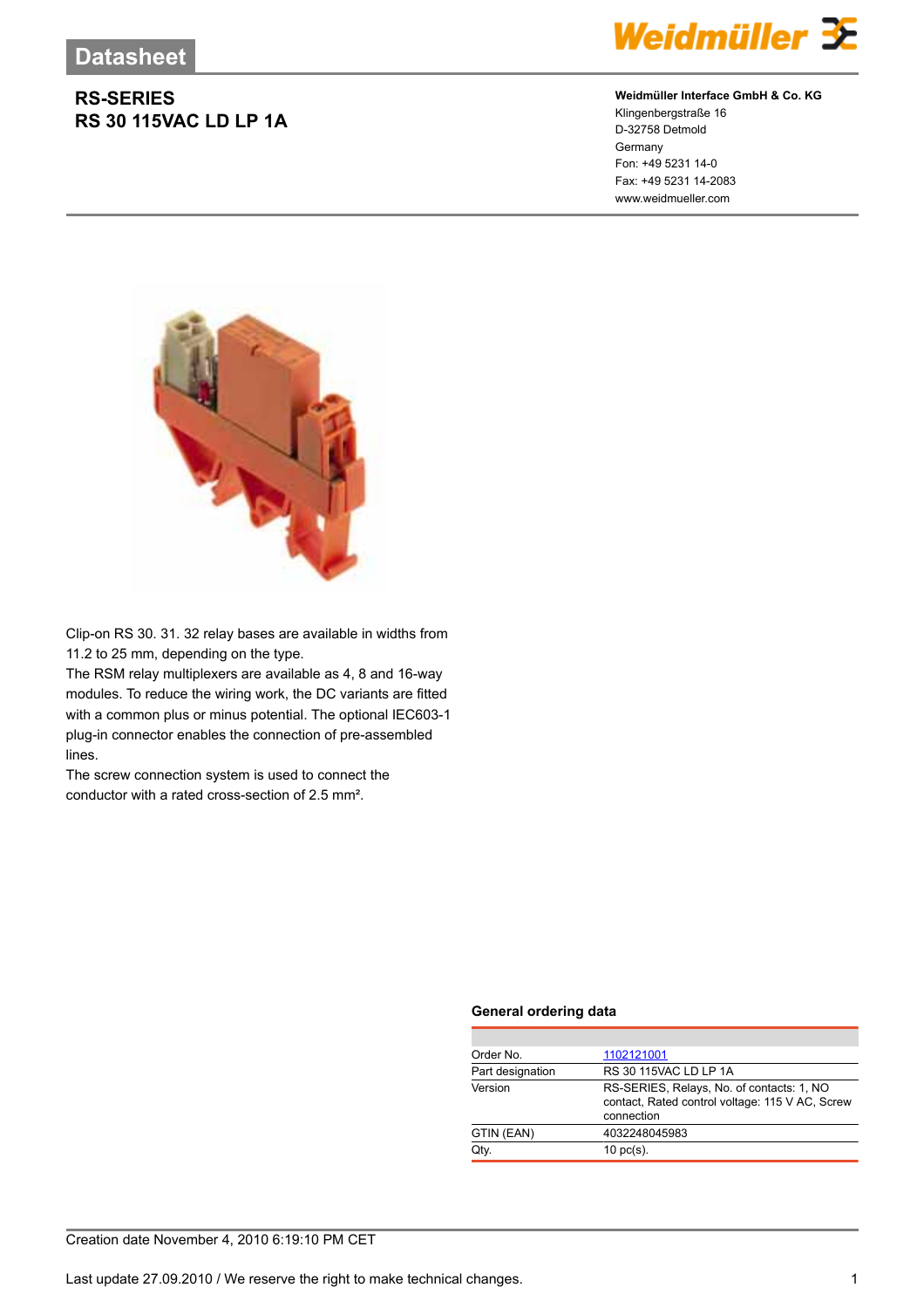# Datasheet

## RS-SERIES
## RS 30 115VAC LD LP 1A

**Weidmüller Interface GmbH & Co. KG**
Klingenbergstraße 16
D-32758 Detmold
Germany
Fon: +49 5231 14-0
Fax: +49 5231 14-2083
www.weidmueller.com

Clip-on RS 30. 31. 32 relay bases are available in widths from 11.2 to 25 mm, depending on the type.
The RSM relay multiplexers are available as 4, 8 and 16-way modules. To reduce the wiring work, the DC variants are fitted with a common plus or minus potential. The optional IEC603-1 plug-in connector enables the connection of pre-assembled lines.
The screw connection system is used to connect the conductor with a rated cross-section of 2.5 mm².

### General ordering data

| | |
|---|---|
| Order No. | 1102121001 |
| Part designation | RS 30 115VAC LD LP 1A |
| Version | RS-SERIES, Relays, No. of contacts: 1, NO contact, Rated control voltage: 115 V AC, Screw connection |
| GTIN (EAN) | 4032248045983 |
| Qty. | 10 pc(s). |

Creation date November 4, 2010 6:19:10 PM CET

Last update 27.09.2010 / We reserve the right to make technical changes.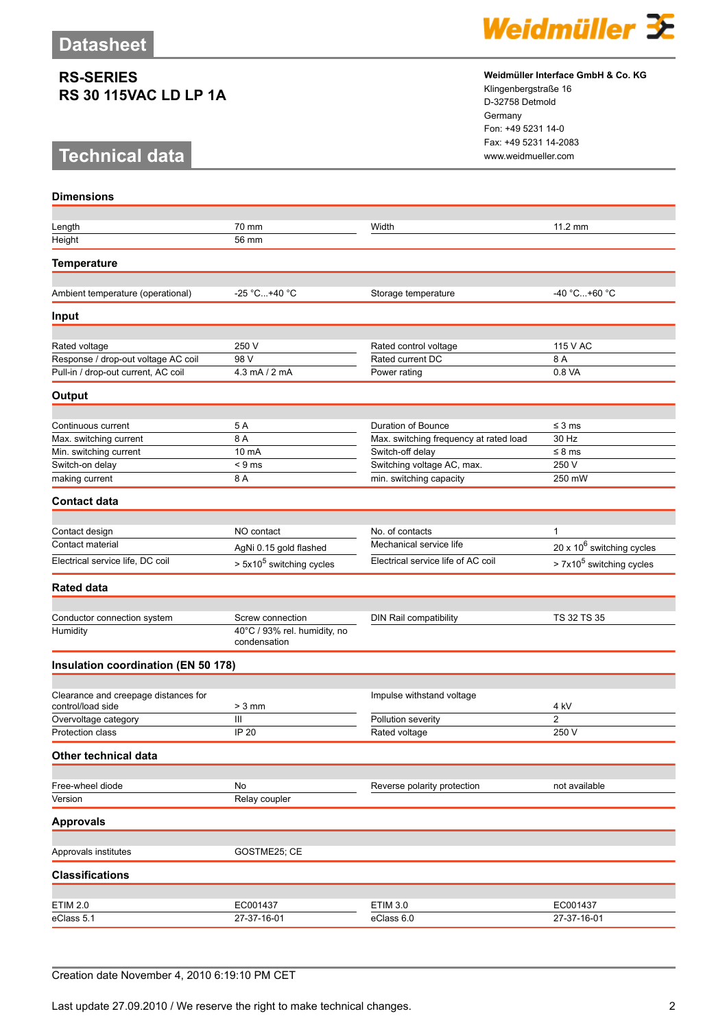# Datasheet

## RS-SERIES
## RS 30 115VAC LD LP 1A

**Weidmüller Interface GmbH & Co. KG**
Klingenbergstraße 16
D-32758 Detmold
Germany
Fon: +49 5231 14-0
Fax: +49 5231 14-2083
www.weidmueller.com

# Technical data

### Dimensions

| | | | |
|---|---|---|---|
| Length | 70 mm | Width | 11.2 mm |
| Height | 56 mm | | |

### Temperature

| | | | |
|---|---|---|---|
| Ambient temperature (operational) | -25 °C...+40 °C | Storage temperature | -40 °C...+60 °C |

### Input

| | | | |
|---|---|---|---|
| Rated voltage | 250 V | Rated control voltage | 115 V AC |
| Response / drop-out voltage AC coil | 98 V | Rated current DC | 8 A |
| Pull-in / drop-out current, AC coil | 4.3 mA / 2 mA | Power rating | 0.8 VA |

### Output

| | | | |
|---|---|---|---|
| Continuous current | 5 A | Duration of Bounce | ≤ 3 ms |
| Max. switching current | 8 A | Max. switching frequency at rated load | 30 Hz |
| Min. switching current | 10 mA | Switch-off delay | ≤ 8 ms |
| Switch-on delay | < 9 ms | Switching voltage AC, max. | 250 V |
| making current | 8 A | min. switching capacity | 250 mW |

### Contact data

| | | | |
|---|---|---|---|
| Contact design | NO contact | No. of contacts | 1 |
| Contact material | AgNi 0.15 gold flashed | Mechanical service life | 20 x $10^6$ switching cycles |
| Electrical service life, DC coil | > 5x$10^5$ switching cycles | Electrical service life of AC coil | > 7x$10^5$ switching cycles |

### Rated data

| | | | |
|---|---|---|---|
| Conductor connection system | Screw connection | DIN Rail compatibility | TS 32 TS 35 |
| Humidity | 40°C / 93% rel. humidity, no condensation | | |

### Insulation coordination (EN 50 178)

| | | | |
|---|---|---|---|
| Clearance and creepage distances for control/load side | > 3 mm | Impulse withstand voltage | 4 kV |
| Overvoltage category | III | Pollution severity | 2 |
| Protection class | IP 20 | Rated voltage | 250 V |

### Other technical data

| | | | |
|---|---|---|---|
| Free-wheel diode | No | Reverse polarity protection | not available |
| Version | Relay coupler | | |

### Approvals

| | |
|---|---|
| Approvals institutes | GOSTME25; CE |

### Classifications

| | | | |
|---|---|---|---|
| ETIM 2.0 | EC001437 | ETIM 3.0 | EC001437 |
| eClass 5.1 | 27-37-16-01 | eClass 6.0 | 27-37-16-01 |

Creation date November 4, 2010 6:19:10 PM CET

Last update 27.09.2010 / We reserve the right to make technical changes.